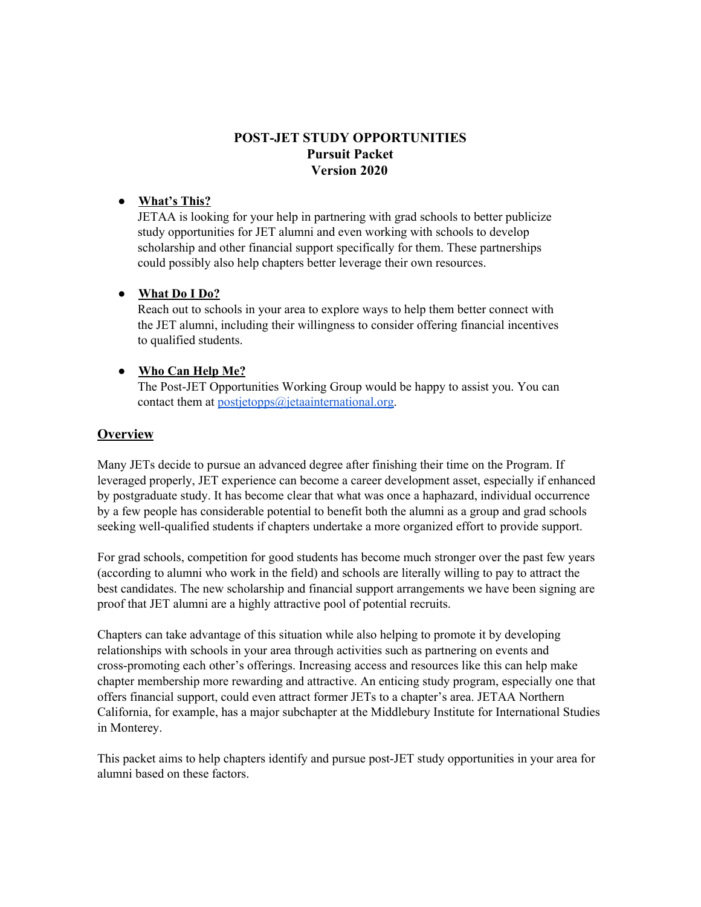# POST-JET STUDY OPPORTUNITIES
## Pursuit Packet
## Version 2020

- **What's This?**
  JETAA is looking for your help in partnering with grad schools to better publicize study opportunities for JET alumni and even working with schools to develop scholarship and other financial support specifically for them. These partnerships could possibly also help chapters better leverage their own resources.

- **What Do I Do?**
  Reach out to schools in your area to explore ways to help them better connect with the JET alumni, including their willingness to consider offering financial incentives to qualified students.

- **Who Can Help Me?**
  The Post-JET Opportunities Working Group would be happy to assist you. You can contact them at postjetopps@jetaainternational.org.

## Overview

Many JETs decide to pursue an advanced degree after finishing their time on the Program. If leveraged properly, JET experience can become a career development asset, especially if enhanced by postgraduate study. It has become clear that what was once a haphazard, individual occurrence by a few people has considerable potential to benefit both the alumni as a group and grad schools seeking well-qualified students if chapters undertake a more organized effort to provide support.

For grad schools, competition for good students has become much stronger over the past few years (according to alumni who work in the field) and schools are literally willing to pay to attract the best candidates. The new scholarship and financial support arrangements we have been signing are proof that JET alumni are a highly attractive pool of potential recruits.

Chapters can take advantage of this situation while also helping to promote it by developing relationships with schools in your area through activities such as partnering on events and cross-promoting each other's offerings. Increasing access and resources like this can help make chapter membership more rewarding and attractive. An enticing study program, especially one that offers financial support, could even attract former JETs to a chapter's area. JETAA Northern California, for example, has a major subchapter at the Middlebury Institute for International Studies in Monterey.

This packet aims to help chapters identify and pursue post-JET study opportunities in your area for alumni based on these factors.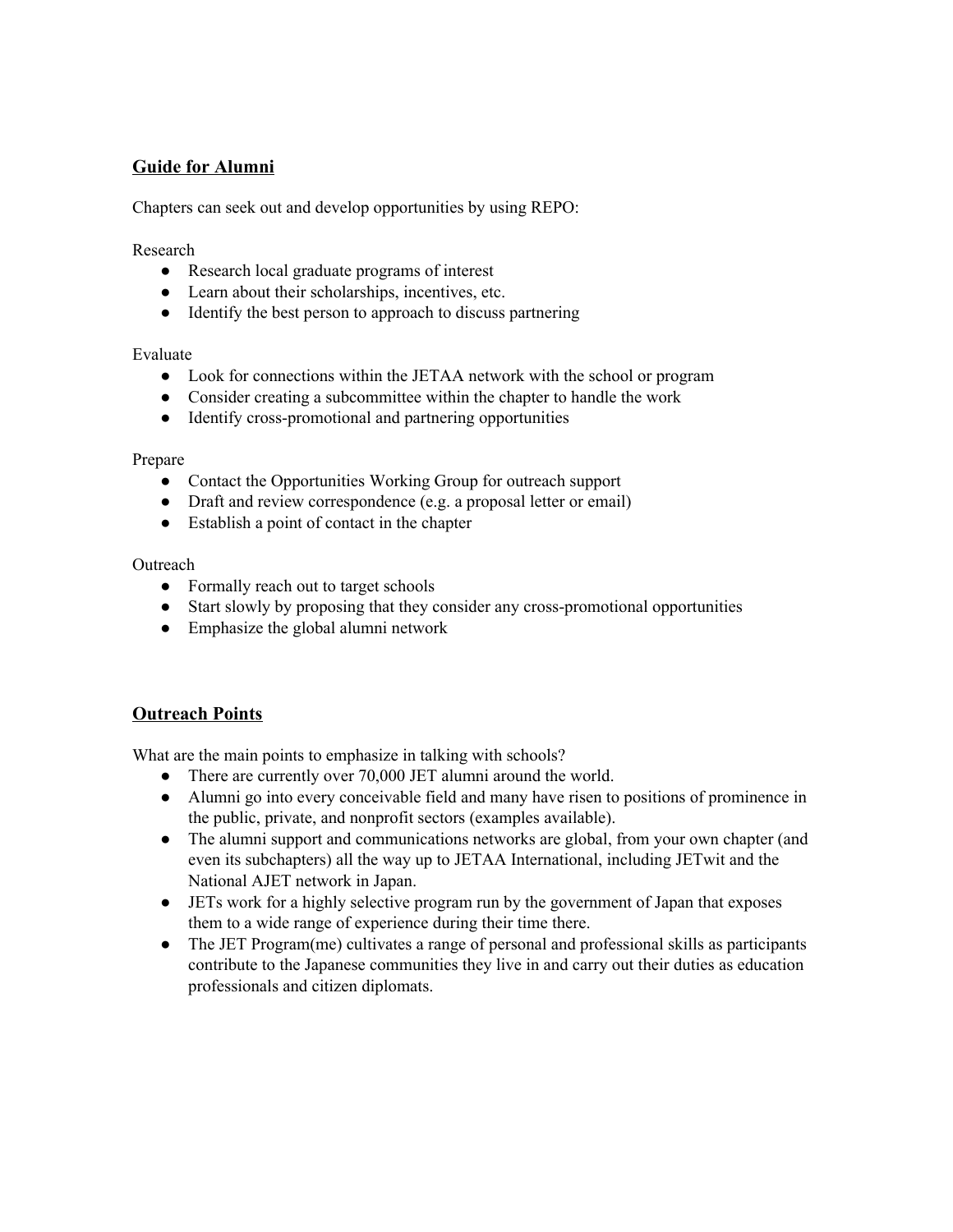## Guide for Alumni

Chapters can seek out and develop opportunities by using REPO:

Research

- Research local graduate programs of interest
- Learn about their scholarships, incentives, etc.
- Identify the best person to approach to discuss partnering

Evaluate

- Look for connections within the JETAA network with the school or program
- Consider creating a subcommittee within the chapter to handle the work
- Identify cross-promotional and partnering opportunities

Prepare

- Contact the Opportunities Working Group for outreach support
- Draft and review correspondence (e.g. a proposal letter or email)
- Establish a point of contact in the chapter

Outreach

- Formally reach out to target schools
- Start slowly by proposing that they consider any cross-promotional opportunities
- Emphasize the global alumni network

## Outreach Points

What are the main points to emphasize in talking with schools?

- There are currently over 70,000 JET alumni around the world.
- Alumni go into every conceivable field and many have risen to positions of prominence in the public, private, and nonprofit sectors (examples available).
- The alumni support and communications networks are global, from your own chapter (and even its subchapters) all the way up to JETAA International, including JETwit and the National AJET network in Japan.
- JETs work for a highly selective program run by the government of Japan that exposes them to a wide range of experience during their time there.
- The JET Program(me) cultivates a range of personal and professional skills as participants contribute to the Japanese communities they live in and carry out their duties as education professionals and citizen diplomats.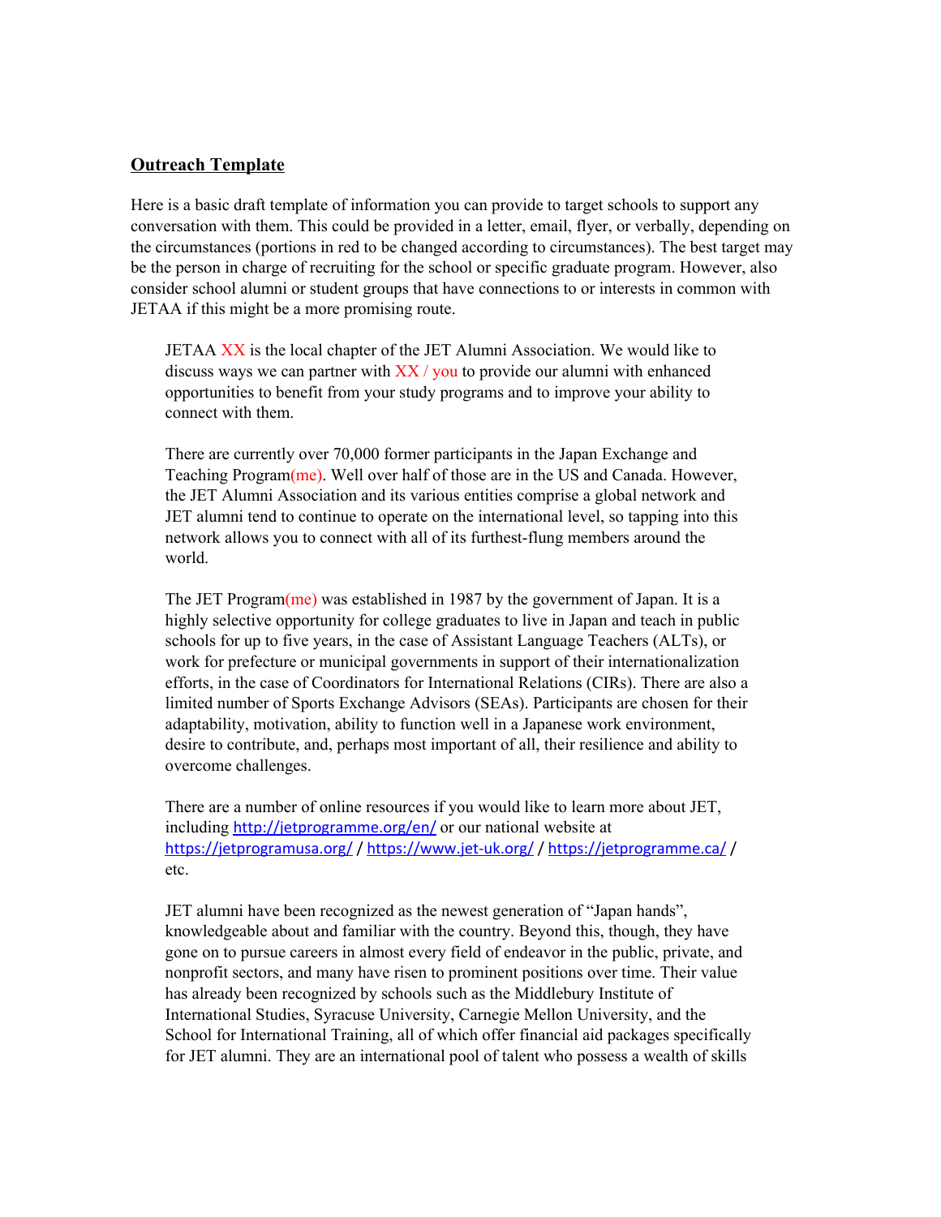## Outreach Template

Here is a basic draft template of information you can provide to target schools to support any conversation with them. This could be provided in a letter, email, flyer, or verbally, depending on the circumstances (portions in red to be changed according to circumstances). The best target may be the person in charge of recruiting for the school or specific graduate program. However, also consider school alumni or student groups that have connections to or interests in common with JETAA if this might be a more promising route.

> JETAA XX is the local chapter of the JET Alumni Association. We would like to discuss ways we can partner with XX / you to provide our alumni with enhanced opportunities to benefit from your study programs and to improve your ability to connect with them.
>
> There are currently over 70,000 former participants in the Japan Exchange and Teaching Program(me). Well over half of those are in the US and Canada. However, the JET Alumni Association and its various entities comprise a global network and JET alumni tend to continue to operate on the international level, so tapping into this network allows you to connect with all of its furthest-flung members around the world.
>
> The JET Program(me) was established in 1987 by the government of Japan. It is a highly selective opportunity for college graduates to live in Japan and teach in public schools for up to five years, in the case of Assistant Language Teachers (ALTs), or work for prefecture or municipal governments in support of their internationalization efforts, in the case of Coordinators for International Relations (CIRs). There are also a limited number of Sports Exchange Advisors (SEAs). Participants are chosen for their adaptability, motivation, ability to function well in a Japanese work environment, desire to contribute, and, perhaps most important of all, their resilience and ability to overcome challenges.
>
> There are a number of online resources if you would like to learn more about JET, including http://jetprogramme.org/en/ or our national website at https://jetprogramusa.org/ / https://www.jet-uk.org/ / https://jetprogramme.ca/ / etc.
>
> JET alumni have been recognized as the newest generation of "Japan hands", knowledgeable about and familiar with the country. Beyond this, though, they have gone on to pursue careers in almost every field of endeavor in the public, private, and nonprofit sectors, and many have risen to prominent positions over time. Their value has already been recognized by schools such as the Middlebury Institute of International Studies, Syracuse University, Carnegie Mellon University, and the School for International Training, all of which offer financial aid packages specifically for JET alumni. They are an international pool of talent who possess a wealth of skills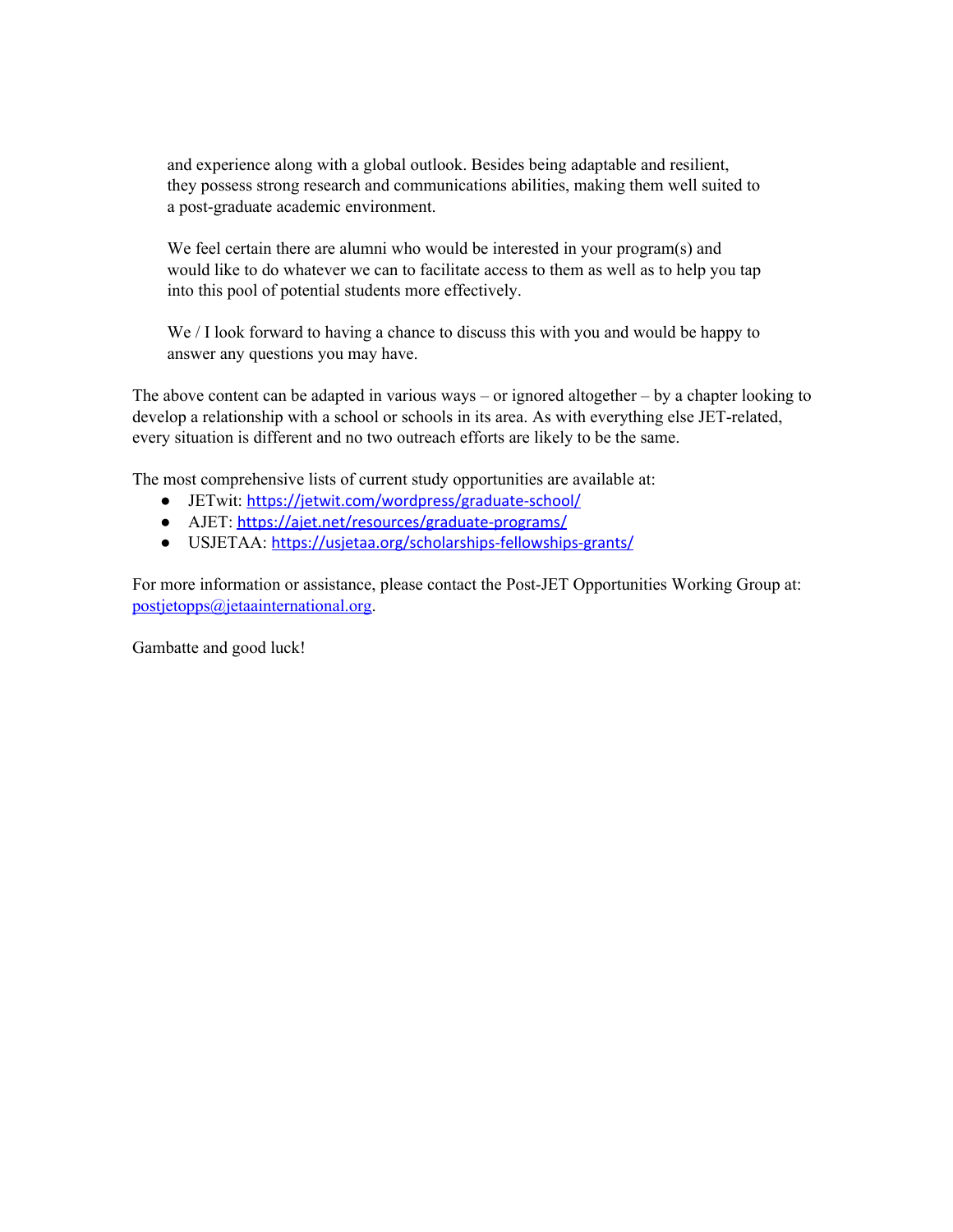and experience along with a global outlook. Besides being adaptable and resilient, they possess strong research and communications abilities, making them well suited to a post-graduate academic environment.

> We feel certain there are alumni who would be interested in your program(s) and would like to do whatever we can to facilitate access to them as well as to help you tap into this pool of potential students more effectively.
>
> We / I look forward to having a chance to discuss this with you and would be happy to answer any questions you may have.

The above content can be adapted in various ways – or ignored altogether – by a chapter looking to develop a relationship with a school or schools in its area. As with everything else JET-related, every situation is different and no two outreach efforts are likely to be the same.

The most comprehensive lists of current study opportunities are available at:

- JETwit: https://jetwit.com/wordpress/graduate-school/
- AJET: https://ajet.net/resources/graduate-programs/
- USJETAA: https://usjetaa.org/scholarships-fellowships-grants/

For more information or assistance, please contact the Post-JET Opportunities Working Group at: postjetopps@jetaainternational.org.

Gambatte and good luck!